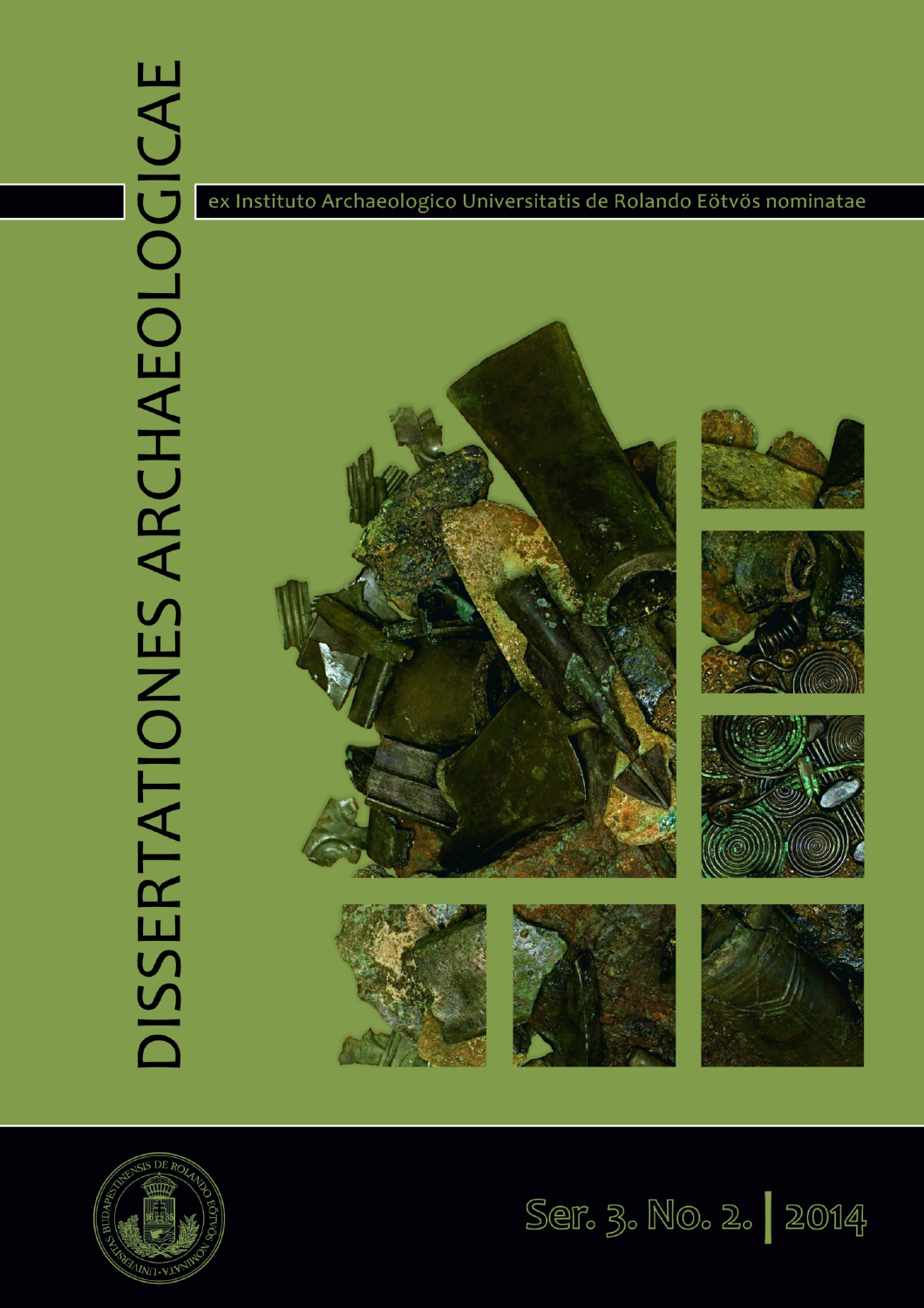# DISSERTATIONES ARCHAEOLOGICAE

ex Instituto Archaeologico Universitatis de Rolando Eötvös nominatae

Ser. 3. No. 2. | 2014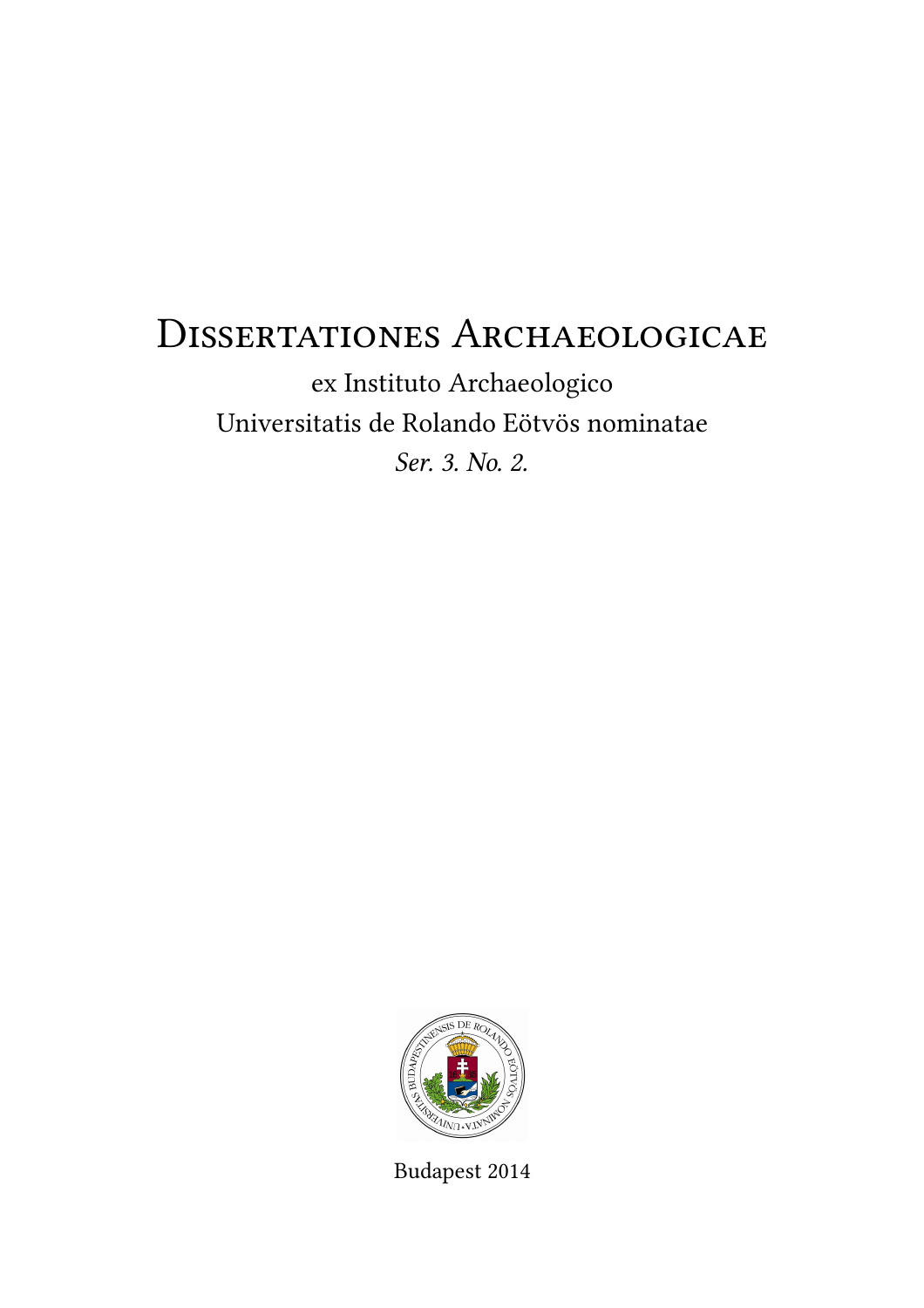# Dissertationes Archaeologicae

ex Instituto Archaeologico

Universitatis de Rolando Eötvös nominatae

*Ser. 3. No. 2.*

Budapest 2014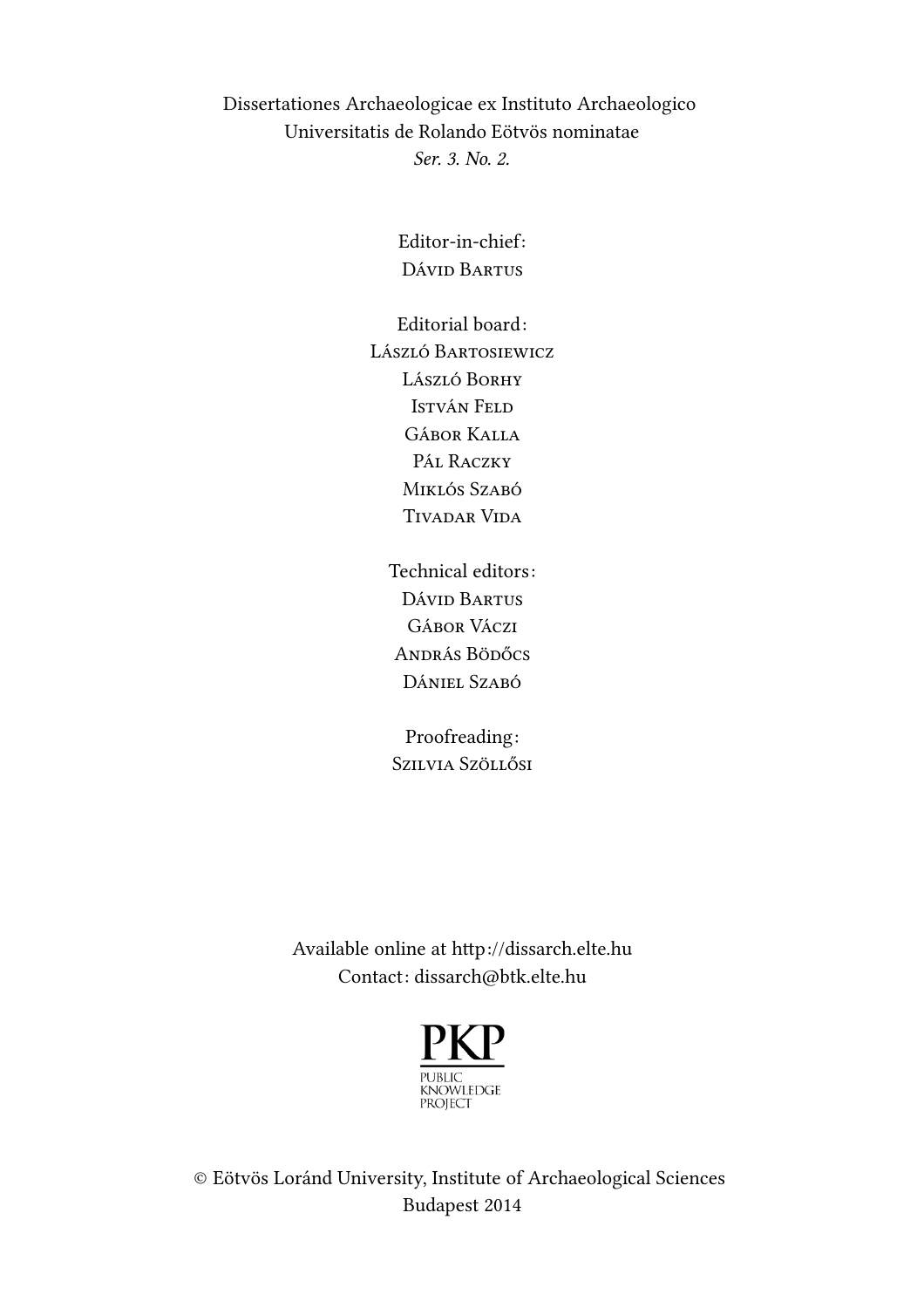Dissertationes Archaeologicae ex Instituto Archaeologico
Universitatis de Rolando Eötvös nominatae
*Ser. 3. No. 2.*

Editor-in-chief:
Dávid Bartus

Editorial board:
László Bartosiewicz
László Borhy
István Feld
Gábor Kalla
Pál Raczky
Miklós Szabó
Tivadar Vida

Technical editors:
Dávid Bartus
Gábor Váczi
András Bödőcs
Dániel Szabó

Proofreading:
Szilvia Szöllősi

Available online at http://dissarch.elte.hu
Contact: dissarch@btk.elte.hu

PKP
PUBLIC KNOWLEDGE PROJECT

© Eötvös Loránd University, Institute of Archaeological Sciences
Budapest 2014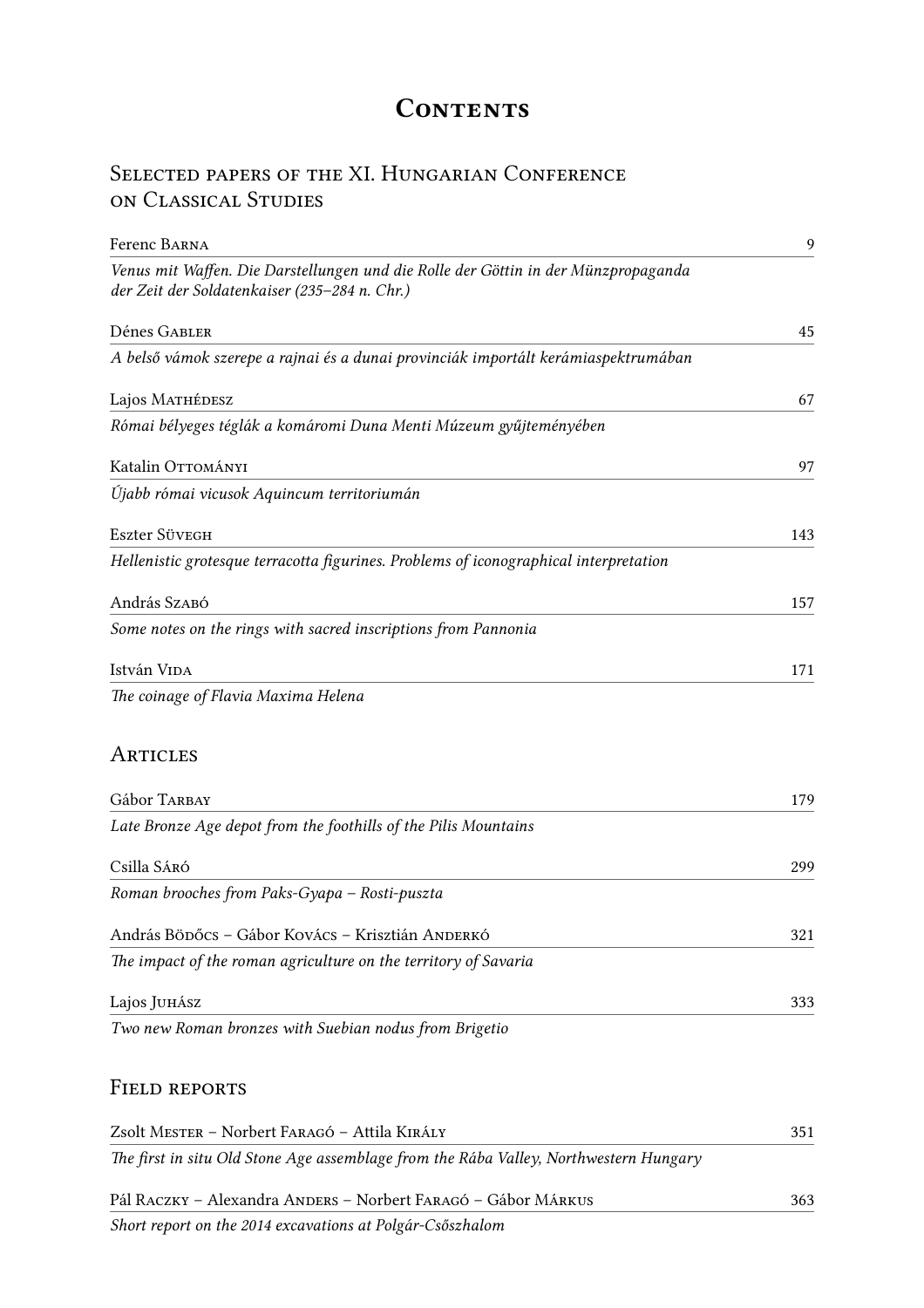# Contents

## Selected papers of the XI. Hungarian Conference on Classical Studies

Ferenc Barna — 9

*Venus mit Waffen. Die Darstellungen und die Rolle der Göttin in der Münzpropaganda der Zeit der Soldatenkaiser (235–284 n. Chr.)*

Dénes Gabler — 45

*A belső vámok szerepe a rajnai és a dunai provinciák importált kerámiaspektrumában*

Lajos Mathédesz — 67

*Római bélyeges téglák a komáromi Duna Menti Múzeum gyűjteményében*

Katalin Ottományi — 97

*Újabb római vicusok Aquincum territoriumán*

Eszter Süvegh — 143

*Hellenistic grotesque terracotta figurines. Problems of iconographical interpretation*

András Szabó — 157

*Some notes on the rings with sacred inscriptions from Pannonia*

István Vida — 171

*The coinage of Flavia Maxima Helena*

## Articles

Gábor Tarbay — 179

*Late Bronze Age depot from the foothills of the Pilis Mountains*

Csilla Sáró — 299

*Roman brooches from Paks-Gyapa – Rosti-puszta*

András Bödőcs – Gábor Kovács – Krisztián Anderkó — 321

*The impact of the roman agriculture on the territory of Savaria*

Lajos Juhász — 333

*Two new Roman bronzes with Suebian nodus from Brigetio*

## Field reports

Zsolt Mester – Norbert Faragó – Attila Király — 351

*The first in situ Old Stone Age assemblage from the Rába Valley, Northwestern Hungary*

Pál Raczky – Alexandra Anders – Norbert Faragó – Gábor Márkus — 363

*Short report on the 2014 excavations at Polgár-Csőszhalom*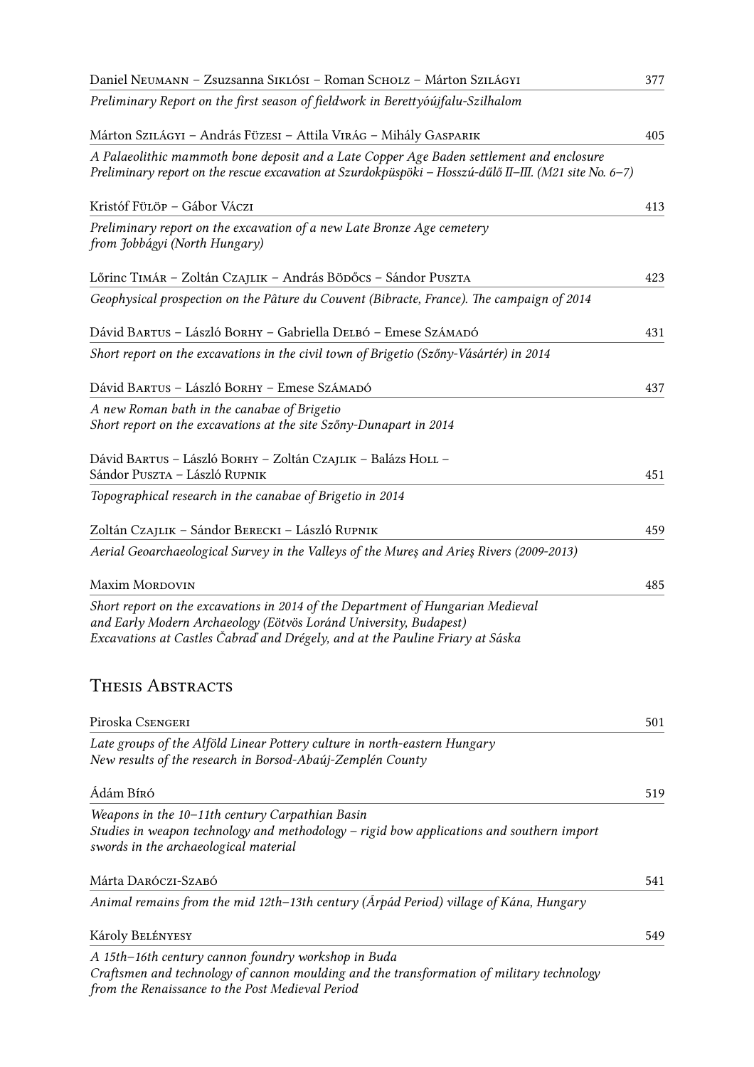Daniel Neumann – Zsuzsanna Siklósi – Roman Scholz – Márton Szilágyi 377

*Preliminary Report on the first season of fieldwork in Berettyóújfalu-Szilhalom*

Márton Szilágyi – András Füzesi – Attila Virág – Mihály Gasparik 405

*A Palaeolithic mammoth bone deposit and a Late Copper Age Baden settlement and enclosure*
*Preliminary report on the rescue excavation at Szurdokpüspöki – Hosszú-dűlő II–III. (M21 site No. 6–7)*

Kristóf Fülöp – Gábor Váczi 413

*Preliminary report on the excavation of a new Late Bronze Age cemetery from Jobbágyi (North Hungary)*

Lőrinc Timár – Zoltán Czajlik – András Bödőcs – Sándor Puszta 423

*Geophysical prospection on the Pâture du Couvent (Bibracte, France). The campaign of 2014*

Dávid Bartus – László Borhy – Gabriella Delbó – Emese Számadó 431

*Short report on the excavations in the civil town of Brigetio (Szőny-Vásártér) in 2014*

Dávid Bartus – László Borhy – Emese Számadó 437

*A new Roman bath in the canabae of Brigetio*
*Short report on the excavations at the site Szőny-Dunapart in 2014*

Dávid Bartus – László Borhy – Zoltán Czajlik – Balázs Holl – Sándor Puszta – László Rupnik 451

*Topographical research in the canabae of Brigetio in 2014*

Zoltán Czajlik – Sándor Berecki – László Rupnik 459

*Aerial Geoarchaeological Survey in the Valleys of the Mureş and Arieş Rivers (2009-2013)*

Maxim Mordovin 485

*Short report on the excavations in 2014 of the Department of Hungarian Medieval and Early Modern Archaeology (Eötvös Loránd University, Budapest)*
*Excavations at Castles Čabraď and Drégely, and at the Pauline Friary at Sáska*

## Thesis Abstracts

Piroska Csengeri 501

*Late groups of the Alföld Linear Pottery culture in north-eastern Hungary*
*New results of the research in Borsod-Abaúj-Zemplén County*

Ádám Bíró 519

*Weapons in the 10–11th century Carpathian Basin*
*Studies in weapon technology and methodology – rigid bow applications and southern import swords in the archaeological material*

Márta Daróczi-Szabó 541

*Animal remains from the mid 12th–13th century (Árpád Period) village of Kána, Hungary*

Károly Belényesy 549

*A 15th–16th century cannon foundry workshop in Buda*
*Craftsmen and technology of cannon moulding and the transformation of military technology from the Renaissance to the Post Medieval Period*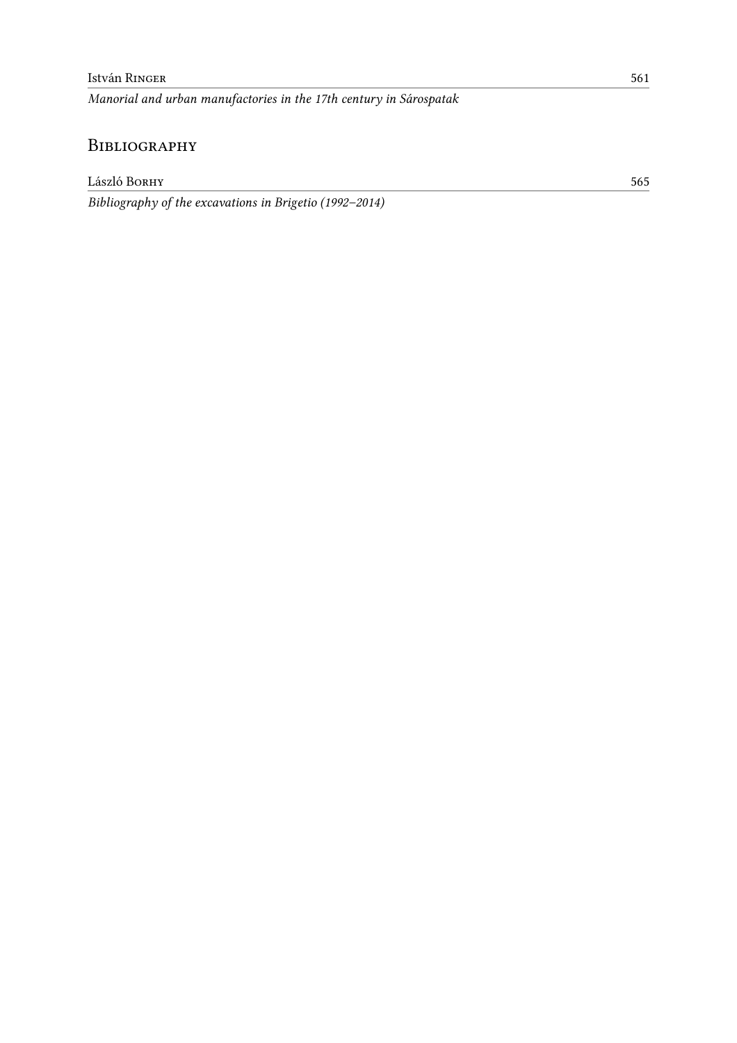István Ringer 561

*Manorial and urban manufactories in the 17th century in Sárospatak*

## Bibliography

László Borhy 565

*Bibliography of the excavations in Brigetio (1992–2014)*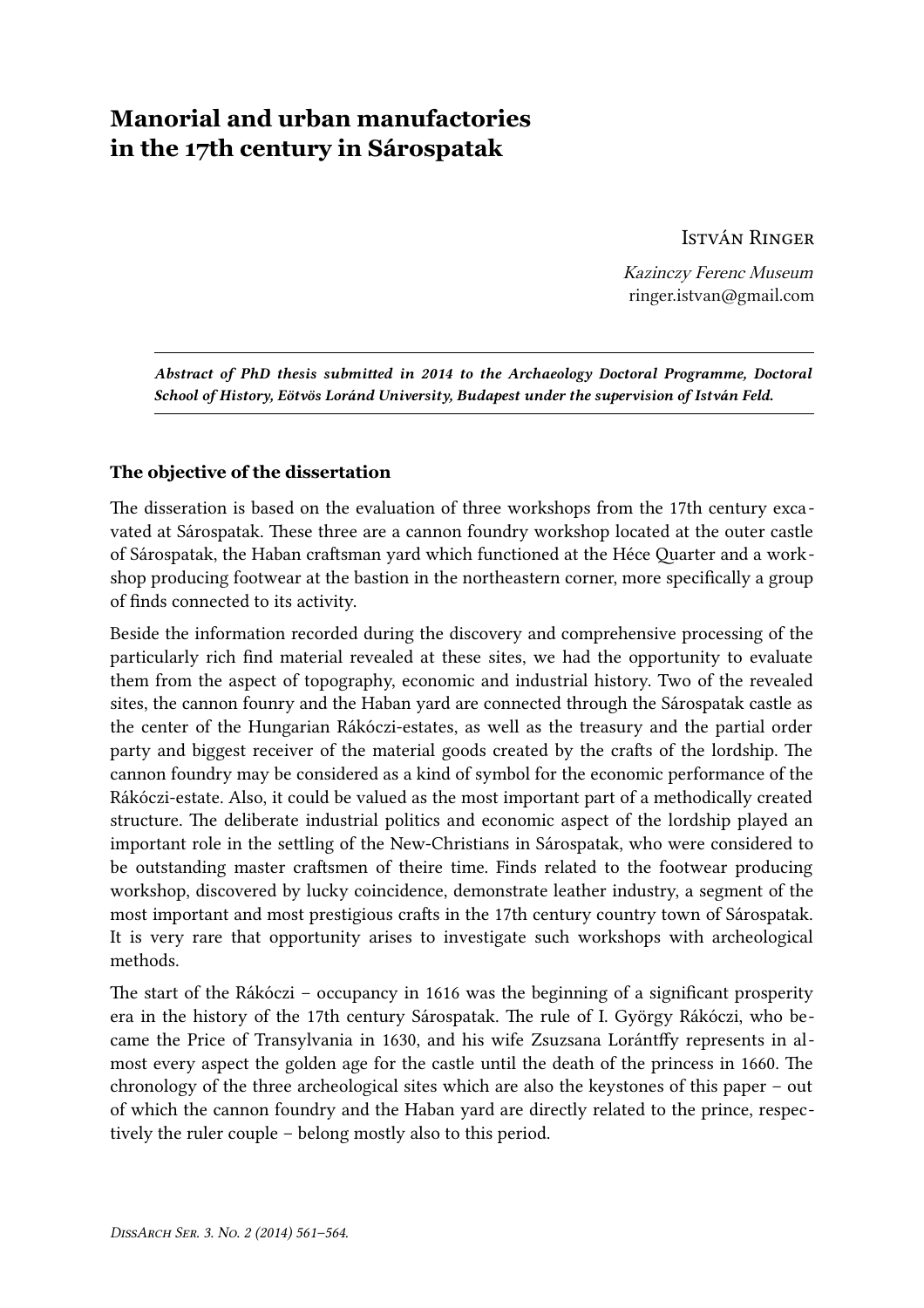# Manorial and urban manufactories in the 17th century in Sárospatak

István Ringer

*Kazinczy Ferenc Museum*
ringer.istvan@gmail.com

***Abstract of PhD thesis submitted in 2014 to the Archaeology Doctoral Programme, Doctoral School of History, Eötvös Loránd University, Budapest under the supervision of István Feld.***

## The objective of the dissertation

The disseration is based on the evaluation of three workshops from the 17th century excavated at Sárospatak. These three are a cannon foundry workshop located at the outer castle of Sárospatak, the Haban craftsman yard which functioned at the Héce Quarter and a workshop producing footwear at the bastion in the northeastern corner, more specifically a group of finds connected to its activity.

Beside the information recorded during the discovery and comprehensive processing of the particularly rich find material revealed at these sites, we had the opportunity to evaluate them from the aspect of topography, economic and industrial history. Two of the revealed sites, the cannon founry and the Haban yard are connected through the Sárospatak castle as the center of the Hungarian Rákóczi-estates, as well as the treasury and the partial order party and biggest receiver of the material goods created by the crafts of the lordship. The cannon foundry may be considered as a kind of symbol for the economic performance of the Rákóczi-estate. Also, it could be valued as the most important part of a methodically created structure. The deliberate industrial politics and economic aspect of the lordship played an important role in the settling of the New-Christians in Sárospatak, who were considered to be outstanding master craftsmen of theire time. Finds related to the footwear producing workshop, discovered by lucky coincidence, demonstrate leather industry, a segment of the most important and most prestigious crafts in the 17th century country town of Sárospatak. It is very rare that opportunity arises to investigate such workshops with archeological methods.

The start of the Rákóczi – occupancy in 1616 was the beginning of a significant prosperity era in the history of the 17th century Sárospatak. The rule of I. György Rákóczi, who became the Price of Transylvania in 1630, and his wife Zsuzsana Lorántffy represents in almost every aspect the golden age for the castle until the death of the princess in 1660. The chronology of the three archeological sites which are also the keystones of this paper – out of which the cannon foundry and the Haban yard are directly related to the prince, respectively the ruler couple – belong mostly also to this period.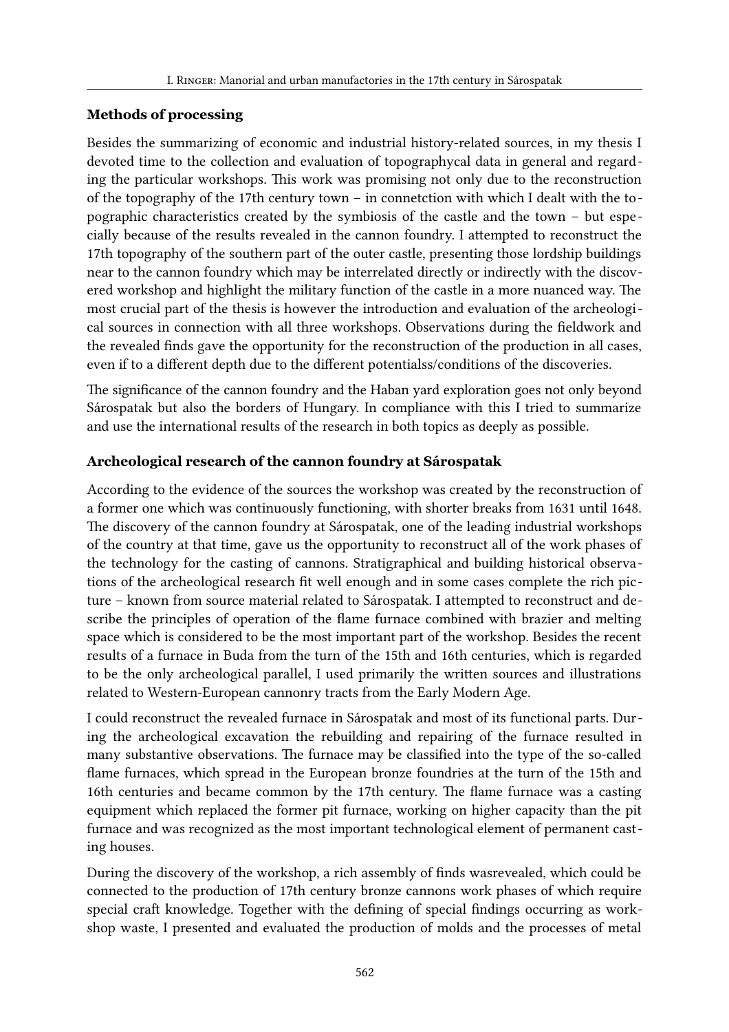### Methods of processing

Besides the summarizing of economic and industrial history-related sources, in my thesis I devoted time to the collection and evaluation of topographycal data in general and regarding the particular workshops. This work was promising not only due to the reconstruction of the topography of the 17th century town – in connetction with which I dealt with the topographic characteristics created by the symbiosis of the castle and the town – but especially because of the results revealed in the cannon foundry. I attempted to reconstruct the 17th topography of the southern part of the outer castle, presenting those lordship buildings near to the cannon foundry which may be interrelated directly or indirectly with the discovered workshop and highlight the military function of the castle in a more nuanced way. The most crucial part of the thesis is however the introduction and evaluation of the archeological sources in connection with all three workshops. Observations during the fieldwork and the revealed finds gave the opportunity for the reconstruction of the production in all cases, even if to a different depth due to the different potentialss/conditions of the discoveries.

The significance of the cannon foundry and the Haban yard exploration goes not only beyond Sárospatak but also the borders of Hungary. In compliance with this I tried to summarize and use the international results of the research in both topics as deeply as possible.

### Archeological research of the cannon foundry at Sárospatak

According to the evidence of the sources the workshop was created by the reconstruction of a former one which was continuously functioning, with shorter breaks from 1631 until 1648. The discovery of the cannon foundry at Sárospatak, one of the leading industrial workshops of the country at that time, gave us the opportunity to reconstruct all of the work phases of the technology for the casting of cannons. Stratigraphical and building historical observations of the archeological research fit well enough and in some cases complete the rich picture – known from source material related to Sárospatak. I attempted to reconstruct and describe the principles of operation of the flame furnace combined with brazier and melting space which is considered to be the most important part of the workshop. Besides the recent results of a furnace in Buda from the turn of the 15th and 16th centuries, which is regarded to be the only archeological parallel, I used primarily the written sources and illustrations related to Western-European cannonry tracts from the Early Modern Age.

I could reconstruct the revealed furnace in Sárospatak and most of its functional parts. During the archeological excavation the rebuilding and repairing of the furnace resulted in many substantive observations. The furnace may be classified into the type of the so-called flame furnaces, which spread in the European bronze foundries at the turn of the 15th and 16th centuries and became common by the 17th century. The flame furnace was a casting equipment which replaced the former pit furnace, working on higher capacity than the pit furnace and was recognized as the most important technological element of permanent casting houses.

During the discovery of the workshop, a rich assembly of finds wasrevealed, which could be connected to the production of 17th century bronze cannons work phases of which require special craft knowledge. Together with the defining of special findings occurring as workshop waste, I presented and evaluated the production of molds and the processes of metal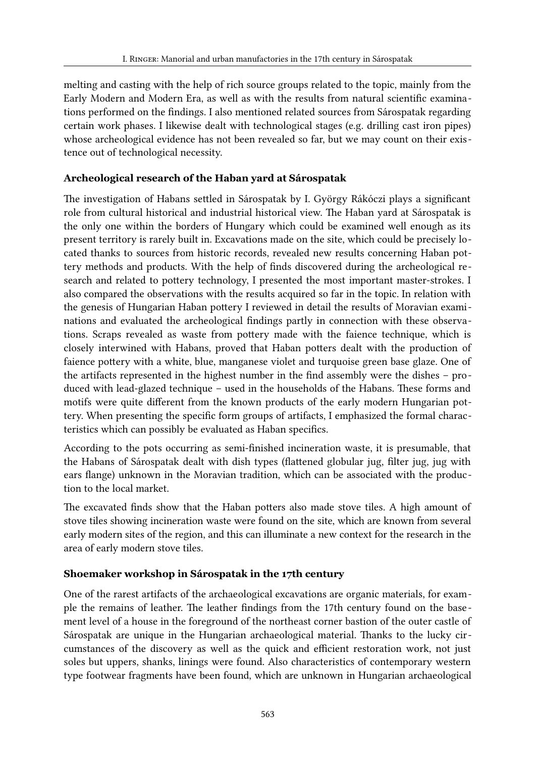melting and casting with the help of rich source groups related to the topic, mainly from the Early Modern and Modern Era, as well as with the results from natural scientific examinations performed on the findings. I also mentioned related sources from Sárospatak regarding certain work phases. I likewise dealt with technological stages (e.g. drilling cast iron pipes) whose archeological evidence has not been revealed so far, but we may count on their existence out of technological necessity.

### Archeological research of the Haban yard at Sárospatak

The investigation of Habans settled in Sárospatak by I. György Rákóczi plays a significant role from cultural historical and industrial historical view. The Haban yard at Sárospatak is the only one within the borders of Hungary which could be examined well enough as its present territory is rarely built in. Excavations made on the site, which could be precisely located thanks to sources from historic records, revealed new results concerning Haban pottery methods and products. With the help of finds discovered during the archeological research and related to pottery technology, I presented the most important master-strokes. I also compared the observations with the results acquired so far in the topic. In relation with the genesis of Hungarian Haban pottery I reviewed in detail the results of Moravian examinations and evaluated the archeological findings partly in connection with these observations. Scraps revealed as waste from pottery made with the faience technique, which is closely interwined with Habans, proved that Haban potters dealt with the production of faience pottery with a white, blue, manganese violet and turquoise green base glaze. One of the artifacts represented in the highest number in the find assembly were the dishes – produced with lead-glazed technique – used in the households of the Habans. These forms and motifs were quite different from the known products of the early modern Hungarian pottery. When presenting the specific form groups of artifacts, I emphasized the formal characteristics which can possibly be evaluated as Haban specifics.

According to the pots occurring as semi-finished incineration waste, it is presumable, that the Habans of Sárospatak dealt with dish types (flattened globular jug, filter jug, jug with ears flange) unknown in the Moravian tradition, which can be associated with the production to the local market.

The excavated finds show that the Haban potters also made stove tiles. A high amount of stove tiles showing incineration waste were found on the site, which are known from several early modern sites of the region, and this can illuminate a new context for the research in the area of early modern stove tiles.

### Shoemaker workshop in Sárospatak in the 17th century

One of the rarest artifacts of the archaeological excavations are organic materials, for example the remains of leather. The leather findings from the 17th century found on the basement level of a house in the foreground of the northeast corner bastion of the outer castle of Sárospatak are unique in the Hungarian archaeological material. Thanks to the lucky circumstances of the discovery as well as the quick and efficient restoration work, not just soles but uppers, shanks, linings were found. Also characteristics of contemporary western type footwear fragments have been found, which are unknown in Hungarian archaeological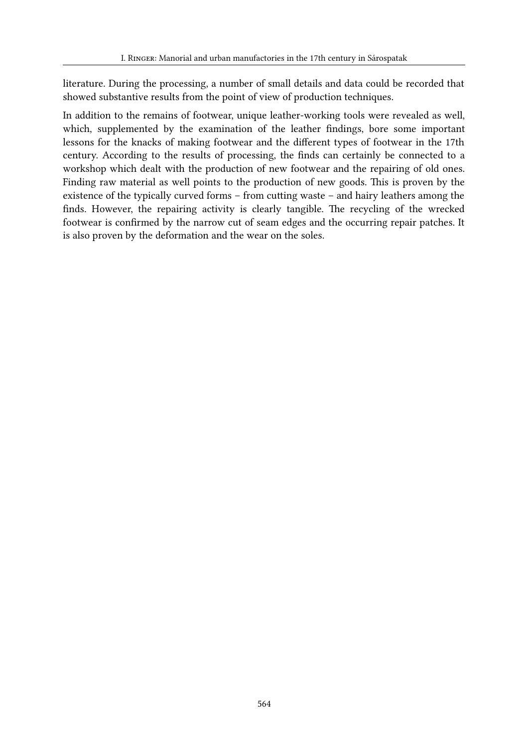literature. During the processing, a number of small details and data could be recorded that showed substantive results from the point of view of production techniques.

In addition to the remains of footwear, unique leather-working tools were revealed as well, which, supplemented by the examination of the leather findings, bore some important lessons for the knacks of making footwear and the different types of footwear in the 17th century. According to the results of processing, the finds can certainly be connected to a workshop which dealt with the production of new footwear and the repairing of old ones. Finding raw material as well points to the production of new goods. This is proven by the existence of the typically curved forms – from cutting waste – and hairy leathers among the finds. However, the repairing activity is clearly tangible. The recycling of the wrecked footwear is confirmed by the narrow cut of seam edges and the occurring repair patches. It is also proven by the deformation and the wear on the soles.